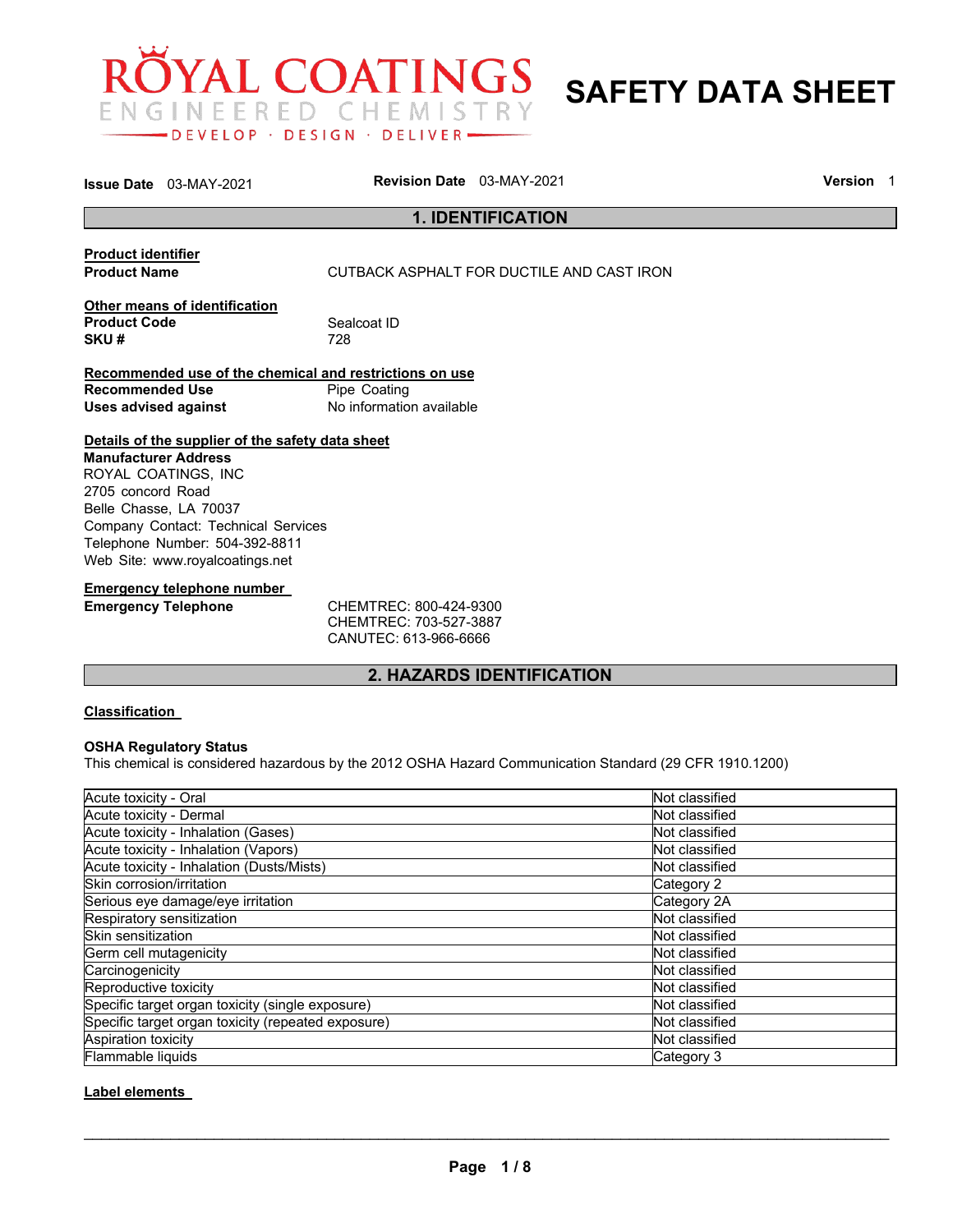# ROYAL COATINGS

ENGINEERED CHEMISTRY

DEVELOP · DESIGN · DELIVER

# SAFETY DATA SHEET

**Issue Date** 03-MAY-2021 **Revision Date** 03-MAY-2021 **Version** 1

## 1. IDENTIFICATION

**Product identifier**

**Product Name** CUTBACK ASPHALT FOR DUCTILE AND CAST IRON

**Other means of identification**

**Product Code** Sealcoat ID

**SKU #** 728

**Recommended use of the chemical and restrictions on use**

**Recommended Use** Pipe Coating

**Uses advised against** No information available

**Details of the supplier of the safety data sheet**

**Manufacturer Address**

ROYAL COATINGS, INC
2705 concord Road
Belle Chasse, LA 70037
Company Contact: Technical Services
Telephone Number: 504-392-8811
Web Site: www.royalcoatings.net

**Emergency telephone number**

**Emergency Telephone** CHEMTREC: 800-424-9300
CHEMTREC: 703-527-3887
CANUTEC: 613-966-6666

## 2. HAZARDS IDENTIFICATION

**Classification**

**OSHA Regulatory Status**

This chemical is considered hazardous by the 2012 OSHA Hazard Communication Standard (29 CFR 1910.1200)

| Hazard | Classification |
|---|---|
| Acute toxicity - Oral | Not classified |
| Acute toxicity - Dermal | Not classified |
| Acute toxicity - Inhalation (Gases) | Not classified |
| Acute toxicity - Inhalation (Vapors) | Not classified |
| Acute toxicity - Inhalation (Dusts/Mists) | Not classified |
| Skin corrosion/irritation | Category 2 |
| Serious eye damage/eye irritation | Category 2A |
| Respiratory sensitization | Not classified |
| Skin sensitization | Not classified |
| Germ cell mutagenicity | Not classified |
| Carcinogenicity | Not classified |
| Reproductive toxicity | Not classified |
| Specific target organ toxicity (single exposure) | Not classified |
| Specific target organ toxicity (repeated exposure) | Not classified |
| Aspiration toxicity | Not classified |
| Flammable liquids | Category 3 |

**Label elements**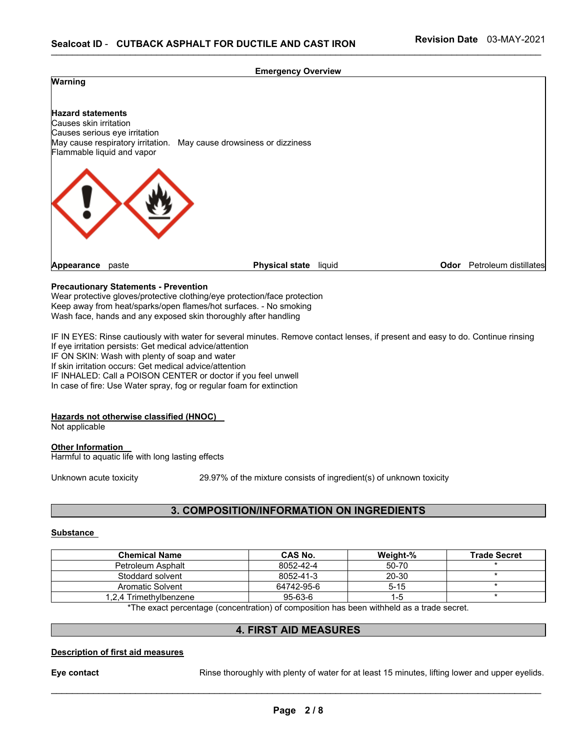**Emergency Overview**

**Warning**

**Hazard statements**
Causes skin irritation
Causes serious eye irritation
May cause respiratory irritation. May cause drowsiness or dizziness
Flammable liquid and vapor

**Appearance** paste **Physical state** liquid **Odor** Petroleum distillates

**Precautionary Statements - Prevention**
Wear protective gloves/protective clothing/eye protection/face protection
Keep away from heat/sparks/open flames/hot surfaces. - No smoking
Wash face, hands and any exposed skin thoroughly after handling

IF IN EYES: Rinse cautiously with water for several minutes. Remove contact lenses, if present and easy to do. Continue rinsing
If eye irritation persists: Get medical advice/attention
IF ON SKIN: Wash with plenty of soap and water
If skin irritation occurs: Get medical advice/attention
IF INHALED: Call a POISON CENTER or doctor if you feel unwell
In case of fire: Use Water spray, fog or regular foam for extinction

**Hazards not otherwise classified (HNOC)**
Not applicable

**Other Information**
Harmful to aquatic life with long lasting effects

Unknown acute toxicity 29.97% of the mixture consists of ingredient(s) of unknown toxicity

## 3. COMPOSITION/INFORMATION ON INGREDIENTS

**Substance**

| Chemical Name | CAS No. | Weight-% | Trade Secret |
|---|---|---|---|
| Petroleum Asphalt | 8052-42-4 | 50-70 | * |
| Stoddard solvent | 8052-41-3 | 20-30 | * |
| Aromatic Solvent | 64742-95-6 | 5-15 | * |
| 1,2,4 Trimethylbenzene | 95-63-6 | 1-5 | * |

*The exact percentage (concentration) of composition has been withheld as a trade secret.

## 4. FIRST AID MEASURES

**Description of first aid measures**

**Eye contact** Rinse thoroughly with plenty of water for at least 15 minutes, lifting lower and upper eyelids.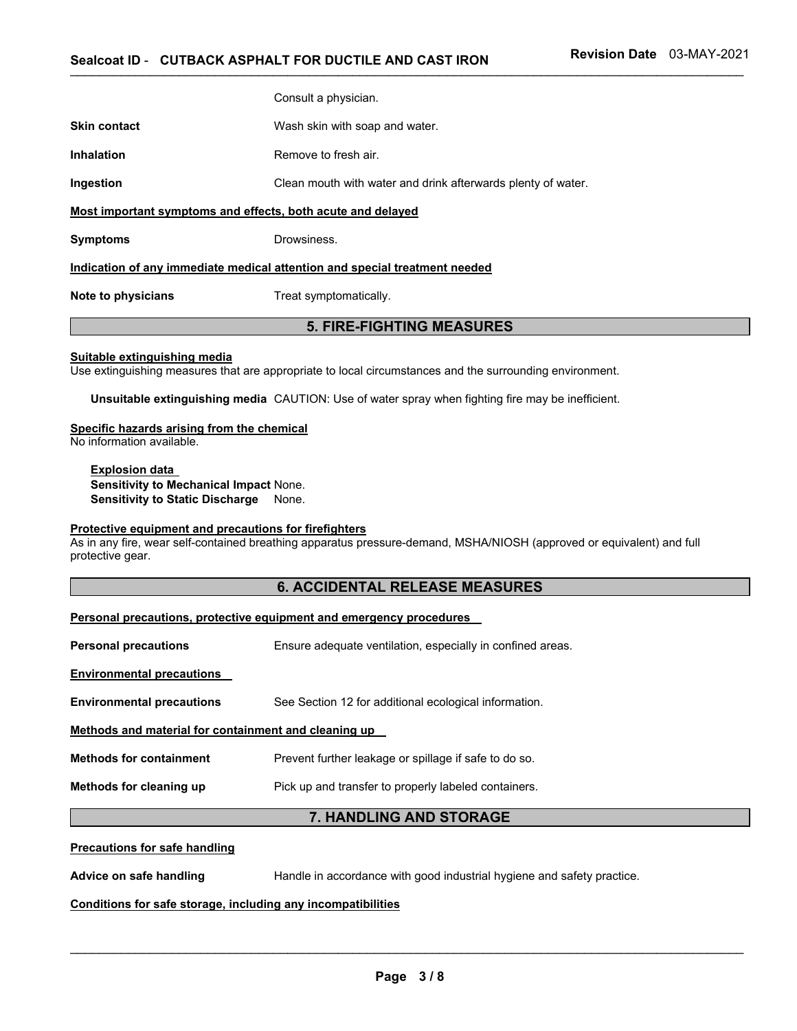|  |  |
|---|---|
|  | Consult a physician. |
| **Skin contact** | Wash skin with soap and water. |
| **Inhalation** | Remove to fresh air. |
| **Ingestion** | Clean mouth with water and drink afterwards plenty of water. |

**Most important symptoms and effects, both acute and delayed**

**Symptoms** Drowsiness.

**Indication of any immediate medical attention and special treatment needed**

**Note to physicians** Treat symptomatically.

## 5. FIRE-FIGHTING MEASURES

**Suitable extinguishing media**
Use extinguishing measures that are appropriate to local circumstances and the surrounding environment.

**Unsuitable extinguishing media** CAUTION: Use of water spray when fighting fire may be inefficient.

**Specific hazards arising from the chemical**
No information available.

**Explosion data**
**Sensitivity to Mechanical Impact** None.
**Sensitivity to Static Discharge** None.

**Protective equipment and precautions for firefighters**
As in any fire, wear self-contained breathing apparatus pressure-demand, MSHA/NIOSH (approved or equivalent) and full protective gear.

## 6. ACCIDENTAL RELEASE MEASURES

**Personal precautions, protective equipment and emergency procedures**

**Personal precautions** Ensure adequate ventilation, especially in confined areas.

**Environmental precautions**

**Environmental precautions** See Section 12 for additional ecological information.

**Methods and material for containment and cleaning up**

**Methods for containment** Prevent further leakage or spillage if safe to do so.

**Methods for cleaning up** Pick up and transfer to properly labeled containers.

## 7. HANDLING AND STORAGE

**Precautions for safe handling**

**Advice on safe handling** Handle in accordance with good industrial hygiene and safety practice.

**Conditions for safe storage, including any incompatibilities**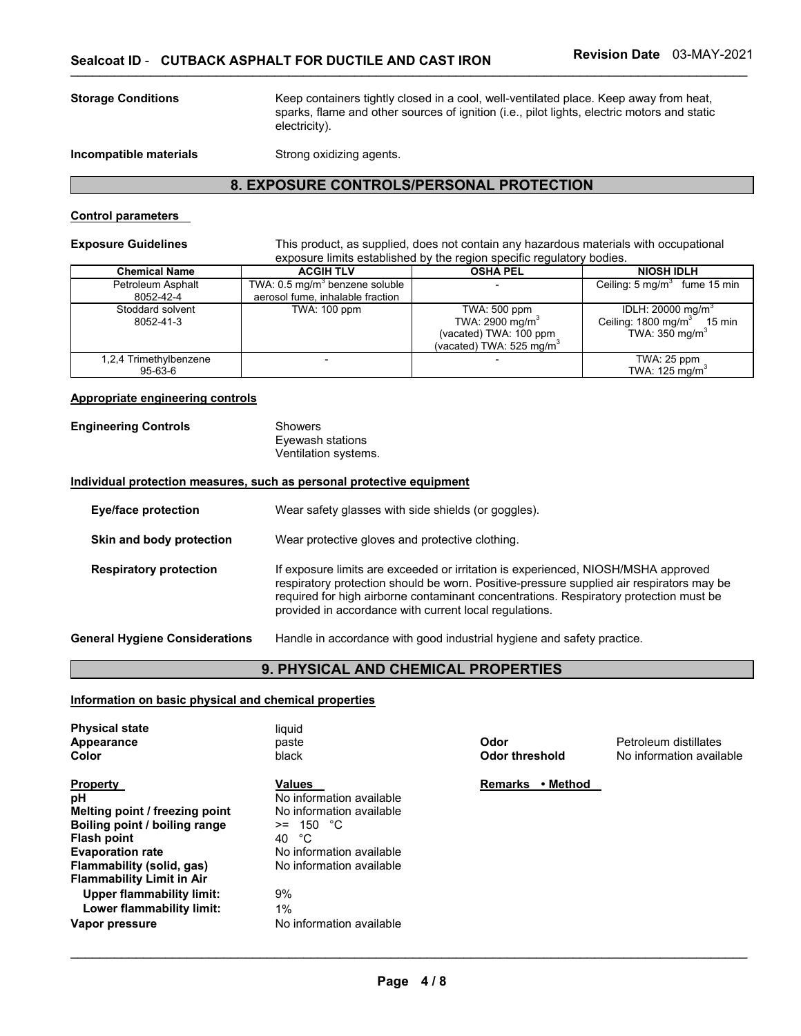**Storage Conditions** Keep containers tightly closed in a cool, well-ventilated place. Keep away from heat, sparks, flame and other sources of ignition (i.e., pilot lights, electric motors and static electricity).

**Incompatible materials** Strong oxidizing agents.

## 8. EXPOSURE CONTROLS/PERSONAL PROTECTION

**Control parameters**

**Exposure Guidelines** This product, as supplied, does not contain any hazardous materials with occupational exposure limits established by the region specific regulatory bodies.

| Chemical Name | ACGIH TLV | OSHA PEL | NIOSH IDLH |
|---|---|---|---|
| Petroleum Asphalt<br>8052-42-4 | TWA: 0.5 mg/m$^3$ benzene soluble aerosol fume, inhalable fraction | - | Ceiling: 5 mg/m$^3$ fume 15 min |
| Stoddard solvent<br>8052-41-3 | TWA: 100 ppm | TWA: 500 ppm<br>TWA: 2900 mg/m$^3$<br>(vacated) TWA: 100 ppm<br>(vacated) TWA: 525 mg/m$^3$ | IDLH: 20000 mg/m$^3$<br>Ceiling: 1800 mg/m$^3$ 15 min<br>TWA: 350 mg/m$^3$ |
| 1,2,4 Trimethylbenzene<br>95-63-6 | - | - | TWA: 25 ppm<br>TWA: 125 mg/m$^3$ |

**Appropriate engineering controls**

**Engineering Controls** Showers
Eyewash stations
Ventilation systems.

**Individual protection measures, such as personal protective equipment**

**Eye/face protection** Wear safety glasses with side shields (or goggles).

**Skin and body protection** Wear protective gloves and protective clothing.

**Respiratory protection** If exposure limits are exceeded or irritation is experienced, NIOSH/MSHA approved respiratory protection should be worn. Positive-pressure supplied air respirators may be required for high airborne contaminant concentrations. Respiratory protection must be provided in accordance with current local regulations.

**General Hygiene Considerations** Handle in accordance with good industrial hygiene and safety practice.

## 9. PHYSICAL AND CHEMICAL PROPERTIES

**Information on basic physical and chemical properties**

**Physical state** liquid
**Appearance** paste
**Color** black
**Odor** Petroleum distillates
**Odor threshold** No information available

| Property | Values | Remarks • Method |
|---|---|---|
| **pH** | No information available | |
| **Melting point / freezing point** | No information available | |
| **Boiling point / boiling range** | >= 150 °C | |
| **Flash point** | 40 °C | |
| **Evaporation rate** | No information available | |
| **Flammability (solid, gas)** | No information available | |
| **Flammability Limit in Air** | | |
| **Upper flammability limit:** | 9% | |
| **Lower flammability limit:** | 1% | |
| **Vapor pressure** | No information available | |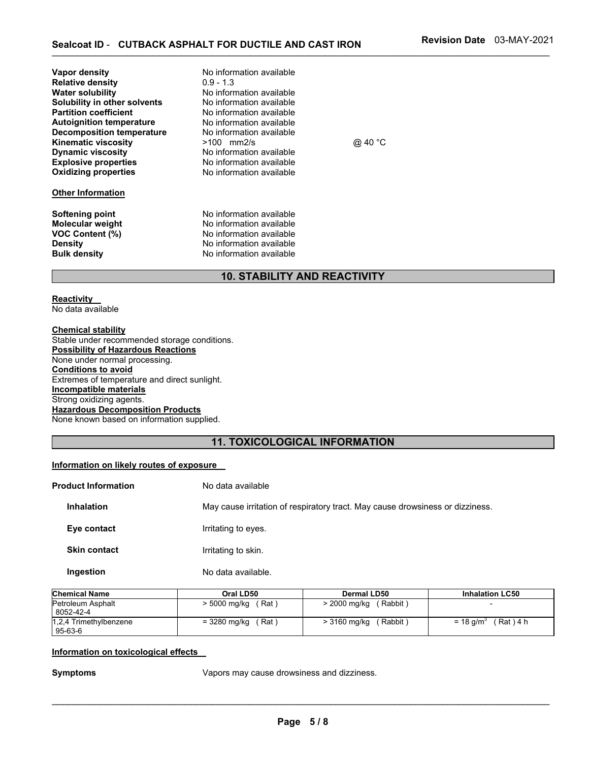| | | |
|---|---|---|
| **Vapor density** | No information available | |
| **Relative density** | 0.9 - 1.3 | |
| **Water solubility** | No information available | |
| **Solubility in other solvents** | No information available | |
| **Partition coefficient** | No information available | |
| **Autoignition temperature** | No information available | |
| **Decomposition temperature** | No information available | |
| **Kinematic viscosity** | >100 mm2/s | @ 40 °C |
| **Dynamic viscosity** | No information available | |
| **Explosive properties** | No information available | |
| **Oxidizing properties** | No information available | |

**Other Information**

| | |
|---|---|
| **Softening point** | No information available |
| **Molecular weight** | No information available |
| **VOC Content (%)** | No information available |
| **Density** | No information available |
| **Bulk density** | No information available |

## 10. STABILITY AND REACTIVITY

**Reactivity**
No data available

**Chemical stability**
Stable under recommended storage conditions.
**Possibility of Hazardous Reactions**
None under normal processing.
**Conditions to avoid**
Extremes of temperature and direct sunlight.
**Incompatible materials**
Strong oxidizing agents.
**Hazardous Decomposition Products**
None known based on information supplied.

## 11. TOXICOLOGICAL INFORMATION

**Information on likely routes of exposure**

| | |
|---|---|
| **Product Information** | No data available |
| **Inhalation** | May cause irritation of respiratory tract. May cause drowsiness or dizziness. |
| **Eye contact** | Irritating to eyes. |
| **Skin contact** | Irritating to skin. |
| **Ingestion** | No data available. |

| Chemical Name | Oral LD50 | Dermal LD50 | Inhalation LC50 |
|---|---|---|---|
| Petroleum Asphalt 8052-42-4 | > 5000 mg/kg ( Rat ) | > 2000 mg/kg ( Rabbit ) | - |
| 1,2,4 Trimethylbenzene 95-63-6 | = 3280 mg/kg ( Rat ) | > 3160 mg/kg ( Rabbit ) | = 18 g/m$^3$ ( Rat ) 4 h |

**Information on toxicological effects**

| | |
|---|---|
| **Symptoms** | Vapors may cause drowsiness and dizziness. |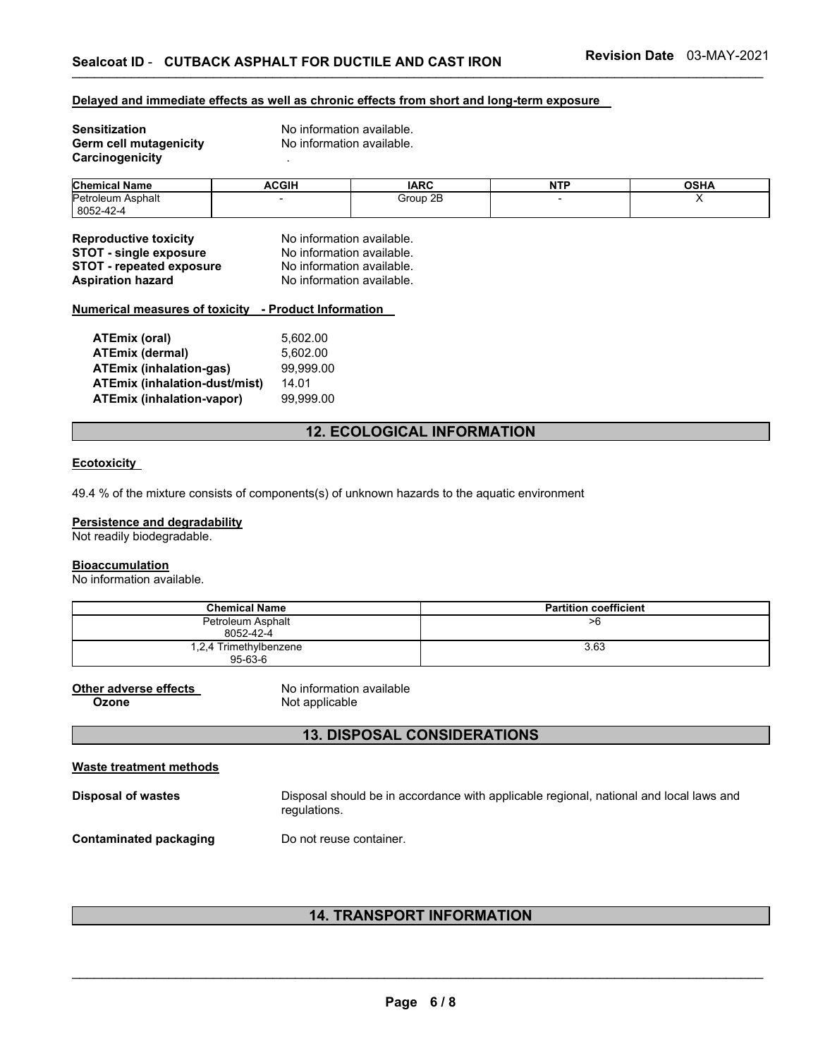#### Delayed and immediate effects as well as chronic effects from short and long-term exposure

**Sensitization** No information available.
**Germ cell mutagenicity** No information available.
**Carcinogenicity** .

| Chemical Name | ACGIH | IARC | NTP | OSHA |
|---|---|---|---|---|
| Petroleum Asphalt 8052-42-4 | - | Group 2B | - | X |

**Reproductive toxicity** No information available.
**STOT - single exposure** No information available.
**STOT - repeated exposure** No information available.
**Aspiration hazard** No information available.

#### Numerical measures of toxicity - Product Information

| | |
|---|---|
| **ATEmix (oral)** | 5,602.00 |
| **ATEmix (dermal)** | 5,602.00 |
| **ATEmix (inhalation-gas)** | 99,999.00 |
| **ATEmix (inhalation-dust/mist)** | 14.01 |
| **ATEmix (inhalation-vapor)** | 99,999.00 |

## 12. ECOLOGICAL INFORMATION

#### Ecotoxicity

49.4 % of the mixture consists of components(s) of unknown hazards to the aquatic environment

#### Persistence and degradability

Not readily biodegradable.

#### Bioaccumulation

No information available.

| Chemical Name | Partition coefficient |
|---|---|
| Petroleum Asphalt 8052-42-4 | >6 |
| 1,2,4 Trimethylbenzene 95-63-6 | 3.63 |

**Other adverse effects** No information available
**Ozone** Not applicable

## 13. DISPOSAL CONSIDERATIONS

#### Waste treatment methods

**Disposal of wastes** Disposal should be in accordance with applicable regional, national and local laws and regulations.

**Contaminated packaging** Do not reuse container.

## 14. TRANSPORT INFORMATION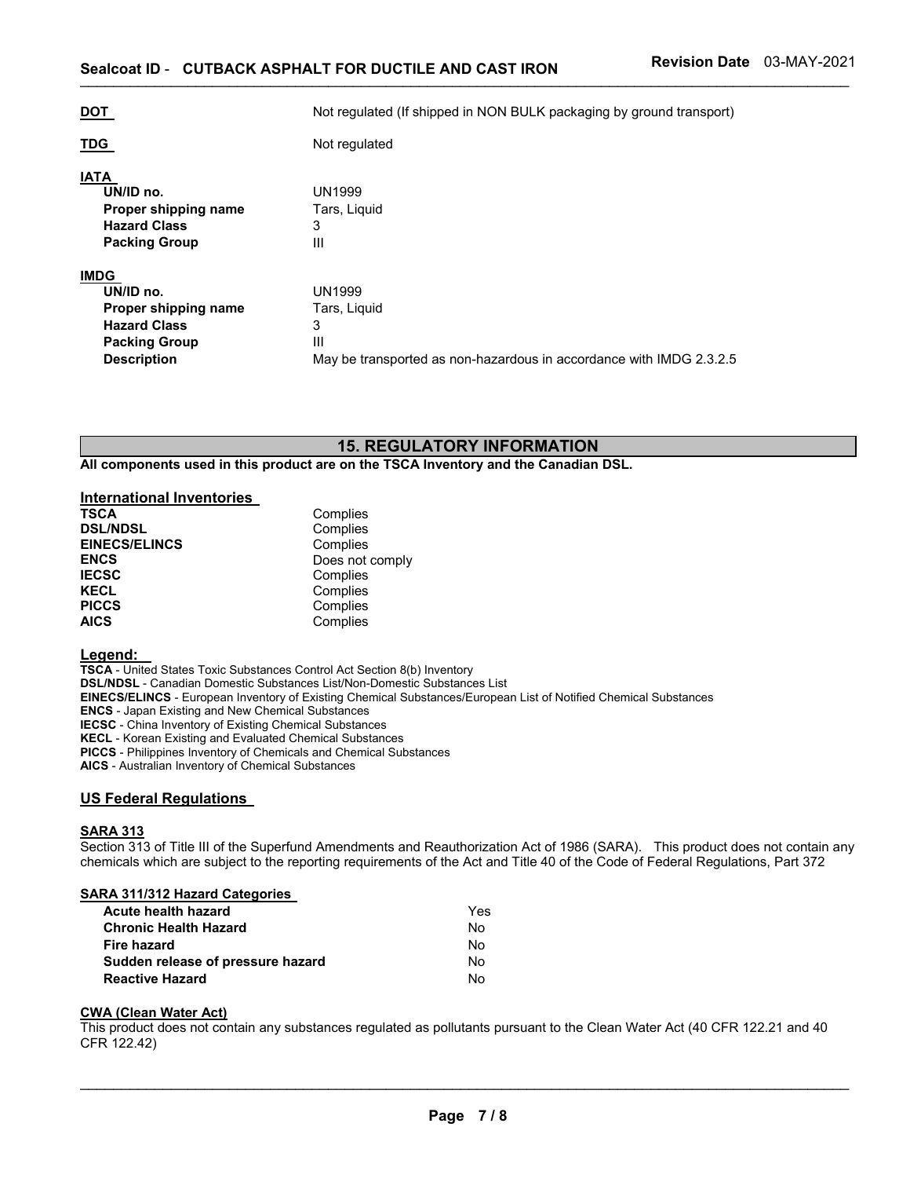**DOT** Not regulated (If shipped in NON BULK packaging by ground transport)

**TDG** Not regulated

**IATA**

| | |
|---|---|
| **UN/ID no.** | UN1999 |
| **Proper shipping name** | Tars, Liquid |
| **Hazard Class** | 3 |
| **Packing Group** | III |

**IMDG**

| | |
|---|---|
| **UN/ID no.** | UN1999 |
| **Proper shipping name** | Tars, Liquid |
| **Hazard Class** | 3 |
| **Packing Group** | III |
| **Description** | May be transported as non-hazardous in accordance with IMDG 2.3.2.5 |

## 15. REGULATORY INFORMATION

**All components used in this product are on the TSCA Inventory and the Canadian DSL.**

### International Inventories

| | |
|---|---|
| **TSCA** | Complies |
| **DSL/NDSL** | Complies |
| **EINECS/ELINCS** | Complies |
| **ENCS** | Does not comply |
| **IECSC** | Complies |
| **KECL** | Complies |
| **PICCS** | Complies |
| **AICS** | Complies |

### Legend:

**TSCA** - United States Toxic Substances Control Act Section 8(b) Inventory
**DSL/NDSL** - Canadian Domestic Substances List/Non-Domestic Substances List
**EINECS/ELINCS** - European Inventory of Existing Chemical Substances/European List of Notified Chemical Substances
**ENCS** - Japan Existing and New Chemical Substances
**IECSC** - China Inventory of Existing Chemical Substances
**KECL** - Korean Existing and Evaluated Chemical Substances
**PICCS** - Philippines Inventory of Chemicals and Chemical Substances
**AICS** - Australian Inventory of Chemical Substances

### US Federal Regulations

**SARA 313**

Section 313 of Title III of the Superfund Amendments and Reauthorization Act of 1986 (SARA). This product does not contain any chemicals which are subject to the reporting requirements of the Act and Title 40 of the Code of Federal Regulations, Part 372

**SARA 311/312 Hazard Categories**

| | |
|---|---|
| **Acute health hazard** | Yes |
| **Chronic Health Hazard** | No |
| **Fire hazard** | No |
| **Sudden release of pressure hazard** | No |
| **Reactive Hazard** | No |

**CWA (Clean Water Act)**

This product does not contain any substances regulated as pollutants pursuant to the Clean Water Act (40 CFR 122.21 and 40 CFR 122.42)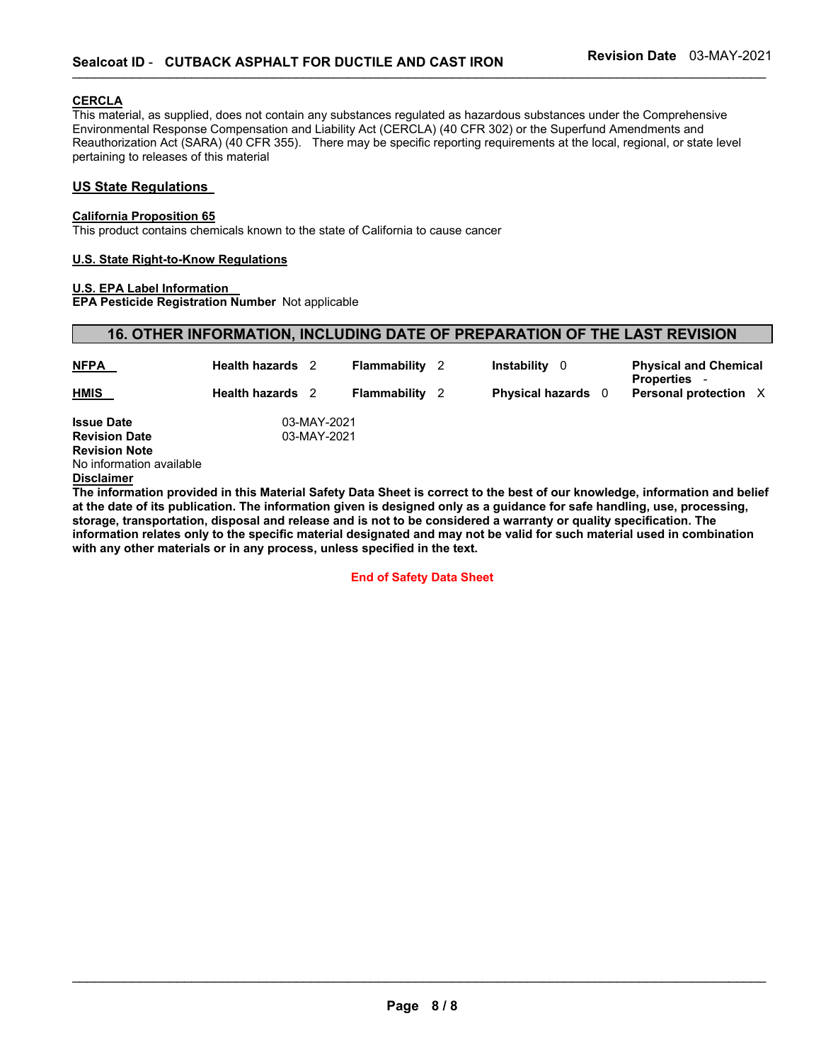**CERCLA**

This material, as supplied, does not contain any substances regulated as hazardous substances under the Comprehensive Environmental Response Compensation and Liability Act (CERCLA) (40 CFR 302) or the Superfund Amendments and Reauthorization Act (SARA) (40 CFR 355). There may be specific reporting requirements at the local, regional, or state level pertaining to releases of this material

## US State Regulations

**California Proposition 65**

This product contains chemicals known to the state of California to cause cancer

**U.S. State Right-to-Know Regulations**

**U.S. EPA Label Information**

**EPA Pesticide Registration Number** Not applicable

## 16. OTHER INFORMATION, INCLUDING DATE OF PREPARATION OF THE LAST REVISION

| | | | | |
|---|---|---|---|---|
| **NFPA** | **Health hazards** 2 | **Flammability** 2 | **Instability** 0 | **Physical and Chemical Properties** - |
| **HMIS** | **Health hazards** 2 | **Flammability** 2 | **Physical hazards** 0 | **Personal protection** X |

**Issue Date** 03-MAY-2021
**Revision Date** 03-MAY-2021
**Revision Note**
No information available

**Disclaimer**

**The information provided in this Material Safety Data Sheet is correct to the best of our knowledge, information and belief at the date of its publication. The information given is designed only as a guidance for safe handling, use, processing, storage, transportation, disposal and release and is not to be considered a warranty or quality specification. The information relates only to the specific material designated and may not be valid for such material used in combination with any other materials or in any process, unless specified in the text.**

**End of Safety Data Sheet**